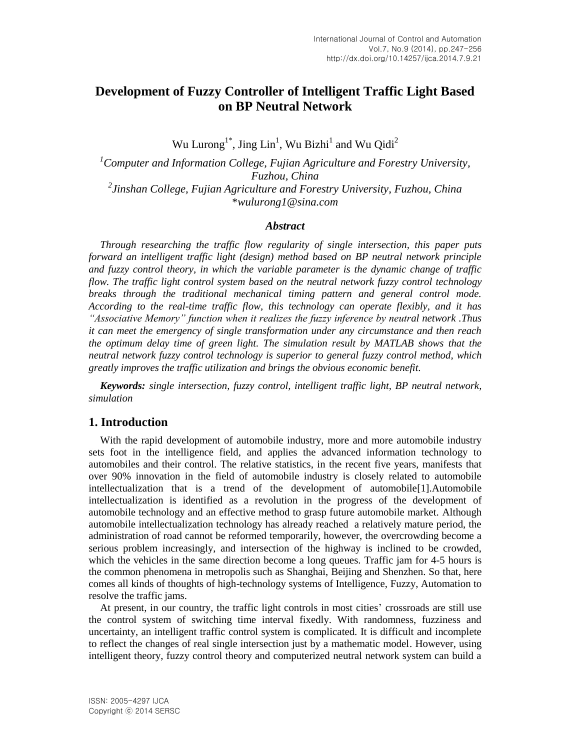# Development of Fuzzy Controller of Intelligent Traffic Light Based on BP Neutral Network

Wu Lurong[1*], Jing Lin[1], Wu Bizhi[1] and Wu Qidi[2]

*[1]Computer and Information College, Fujian Agriculture and Forestry University, Fuzhou, China*
*[2]Jinshan College, Fujian Agriculture and Forestry University, Fuzhou, China*
*\*wulurong1@sina.com*

### *Abstract*

*Through researching the traffic flow regularity of single intersection, this paper puts forward an intelligent traffic light (design) method based on BP neutral network principle and fuzzy control theory, in which the variable parameter is the dynamic change of traffic flow. The traffic light control system based on the neutral network fuzzy control technology breaks through the traditional mechanical timing pattern and general control mode. According to the real-time traffic flow, this technology can operate flexibly, and it has "Associative Memory" function when it realizes the fuzzy inference by neutral network .Thus it can meet the emergency of single transformation under any circumstance and then reach the optimum delay time of green light. The simulation result by MATLAB shows that the neutral network fuzzy control technology is superior to general fuzzy control method, which greatly improves the traffic utilization and brings the obvious economic benefit.*

***Keywords:*** *single intersection, fuzzy control, intelligent traffic light, BP neutral network, simulation*

## 1. Introduction

With the rapid development of automobile industry, more and more automobile industry sets foot in the intelligence field, and applies the advanced information technology to automobiles and their control. The relative statistics, in the recent five years, manifests that over 90% innovation in the field of automobile industry is closely related to automobile intellectualization that is a trend of the development of automobile[1].Automobile intellectualization is identified as a revolution in the progress of the development of automobile technology and an effective method to grasp future automobile market. Although automobile intellectualization technology has already reached a relatively mature period, the administration of road cannot be reformed temporarily, however, the overcrowding become a serious problem increasingly, and intersection of the highway is inclined to be crowded, which the vehicles in the same direction become a long queues. Traffic jam for 4-5 hours is the common phenomena in metropolis such as Shanghai, Beijing and Shenzhen. So that, here comes all kinds of thoughts of high-technology systems of Intelligence, Fuzzy, Automation to resolve the traffic jams.

At present, in our country, the traffic light controls in most cities' crossroads are still use the control system of switching time interval fixedly. With randomness, fuzziness and uncertainty, an intelligent traffic control system is complicated. It is difficult and incomplete to reflect the changes of real single intersection just by a mathematic model. However, using intelligent theory, fuzzy control theory and computerized neutral network system can build a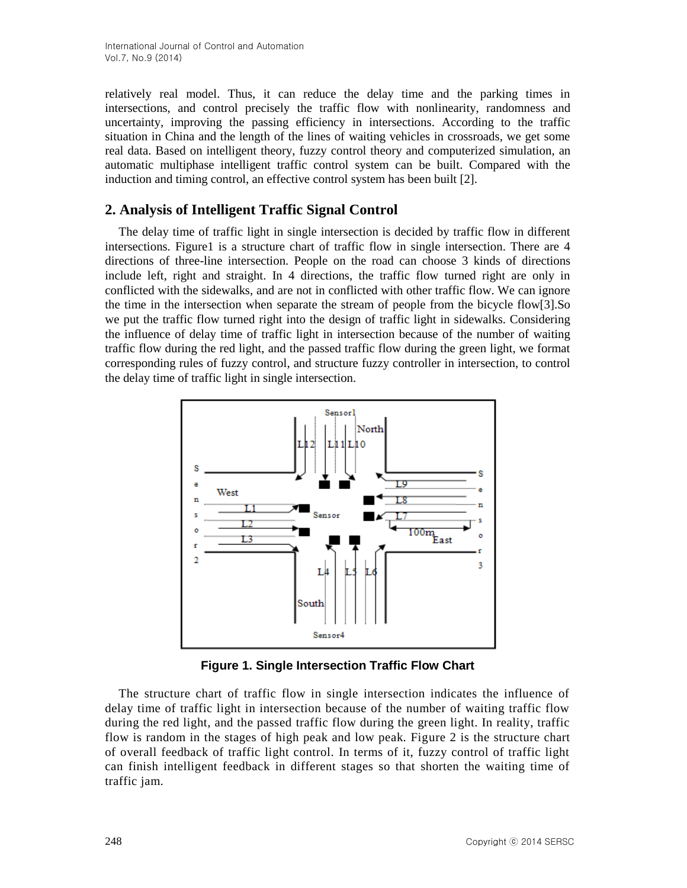relatively real model. Thus, it can reduce the delay time and the parking times in intersections, and control precisely the traffic flow with nonlinearity, randomness and uncertainty, improving the passing efficiency in intersections. According to the traffic situation in China and the length of the lines of waiting vehicles in crossroads, we get some real data. Based on intelligent theory, fuzzy control theory and computerized simulation, an automatic multiphase intelligent traffic control system can be built. Compared with the induction and timing control, an effective control system has been built [2].

## 2. Analysis of Intelligent Traffic Signal Control

The delay time of traffic light in single intersection is decided by traffic flow in different intersections. Figure1 is a structure chart of traffic flow in single intersection. There are 4 directions of three-line intersection. People on the road can choose 3 kinds of directions include left, right and straight. In 4 directions, the traffic flow turned right are only in conflicted with the sidewalks, and are not in conflicted with other traffic flow. We can ignore the time in the intersection when separate the stream of people from the bicycle flow[3].So we put the traffic flow turned right into the design of traffic light in sidewalks. Considering the influence of delay time of traffic light in intersection because of the number of waiting traffic flow during the red light, and the passed traffic flow during the green light, we format corresponding rules of fuzzy control, and structure fuzzy controller in intersection, to control the delay time of traffic light in single intersection.

Sensor1
North
L12 L11 L10
Sensor2
West
L1
L2
L3
Sensor
Sensor3
L9
L8
L7
100m
East
L4 L5 L6
South
Sensor4

**Figure 1. Single Intersection Traffic Flow Chart**

The structure chart of traffic flow in single intersection indicates the influence of delay time of traffic light in intersection because of the number of waiting traffic flow during the red light, and the passed traffic flow during the green light. In reality, traffic flow is random in the stages of high peak and low peak. Figure 2 is the structure chart of overall feedback of traffic light control. In terms of it, fuzzy control of traffic light can finish intelligent feedback in different stages so that shorten the waiting time of traffic jam.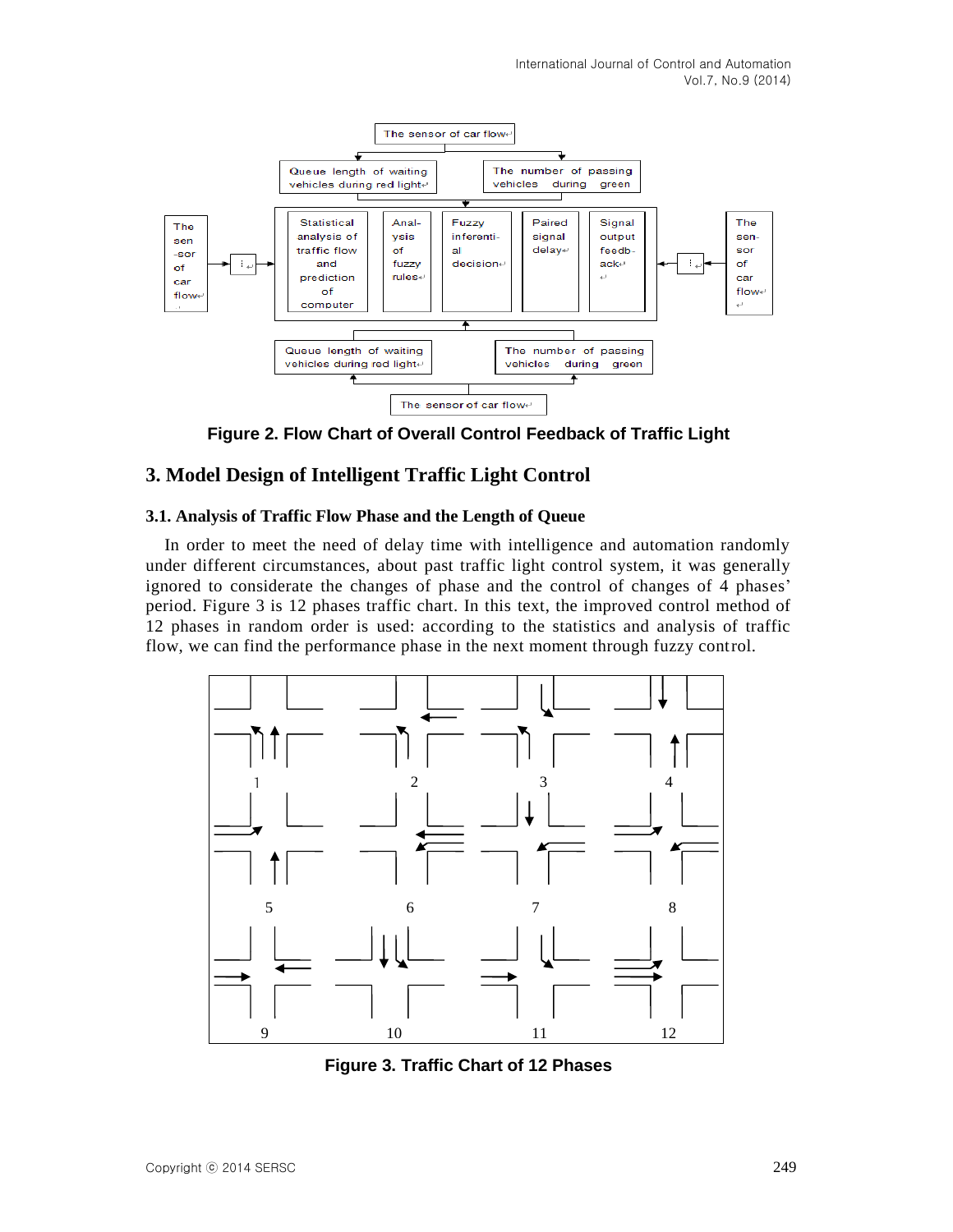The sensor of car flow

Queue length of waiting vehicles during red light

The number of passing vehicles during green

Statistical analysis of traffic flow and prediction of computer

Analysis of fuzzy rules

Fuzzy inferential decision

Paired signal delay

Signal output feedback

The sensor of car flow

The sensor of car flow

Queue length of waiting vehicles during red light

The number of passing vehicles during green

The sensor of car flow

**Figure 2. Flow Chart of Overall Control Feedback of Traffic Light**

# 3. Model Design of Intelligent Traffic Light Control

## 3.1. Analysis of Traffic Flow Phase and the Length of Queue

In order to meet the need of delay time with intelligence and automation randomly under different circumstances, about past traffic light control system, it was generally ignored to considerate the changes of phase and the control of changes of 4 phases' period. Figure 3 is 12 phases traffic chart. In this text, the improved control method of 12 phases in random order is used: according to the statistics and analysis of traffic flow, we can find the performance phase in the next moment through fuzzy control.

1 2 3 4

5 6 7 8

9 10 11 12

**Figure 3. Traffic Chart of 12 Phases**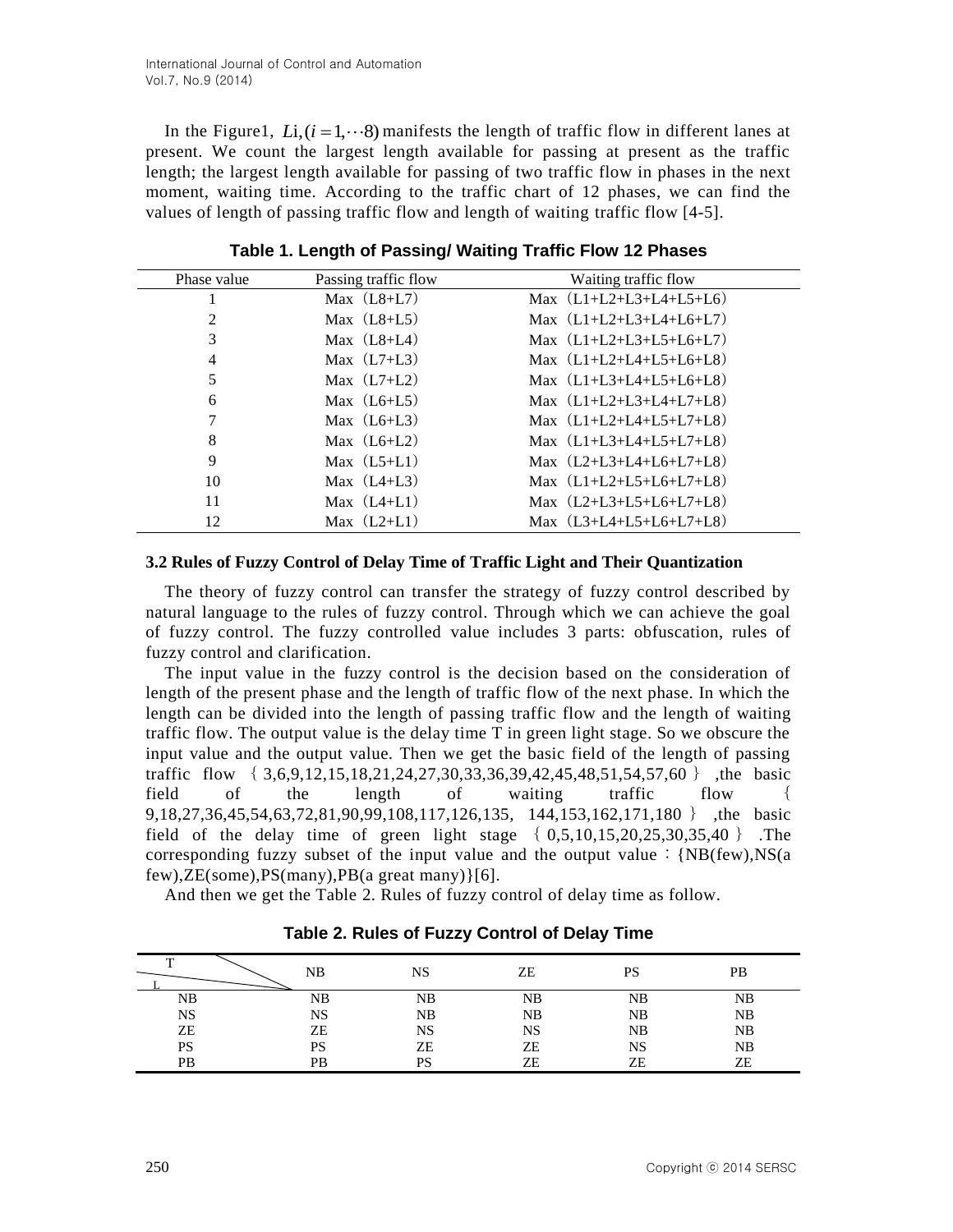In the Figure1, $Li,(i=1,\cdots 8)$ manifests the length of traffic flow in different lanes at present. We count the largest length available for passing at present as the traffic length; the largest length available for passing of two traffic flow in phases in the next moment, waiting time. According to the traffic chart of 12 phases, we can find the values of length of passing traffic flow and length of waiting traffic flow [4-5].

**Table 1. Length of Passing/ Waiting Traffic Flow 12 Phases**

| Phase value | Passing traffic flow | Waiting traffic flow |
|---|---|---|
| 1 | Max（L8+L7） | Max（L1+L2+L3+L4+L5+L6） |
| 2 | Max（L8+L5） | Max（L1+L2+L3+L4+L6+L7） |
| 3 | Max（L8+L4） | Max（L1+L2+L3+L5+L6+L7） |
| 4 | Max（L7+L3） | Max（L1+L2+L4+L5+L6+L8） |
| 5 | Max（L7+L2） | Max（L1+L3+L4+L5+L6+L8） |
| 6 | Max（L6+L5） | Max（L1+L2+L3+L4+L7+L8） |
| 7 | Max（L6+L3） | Max（L1+L2+L4+L5+L7+L8） |
| 8 | Max（L6+L2） | Max（L1+L3+L4+L5+L7+L8） |
| 9 | Max（L5+L1） | Max（L2+L3+L4+L6+L7+L8） |
| 10 | Max（L4+L3） | Max（L1+L2+L5+L6+L7+L8） |
| 11 | Max（L4+L1） | Max（L2+L3+L5+L6+L7+L8） |
| 12 | Max（L2+L1） | Max（L3+L4+L5+L6+L7+L8） |

### 3.2 Rules of Fuzzy Control of Delay Time of Traffic Light and Their Quantization

The theory of fuzzy control can transfer the strategy of fuzzy control described by natural language to the rules of fuzzy control. Through which we can achieve the goal of fuzzy control. The fuzzy controlled value includes 3 parts: obfuscation, rules of fuzzy control and clarification.

The input value in the fuzzy control is the decision based on the consideration of length of the present phase and the length of traffic flow of the next phase. In which the length can be divided into the length of passing traffic flow and the length of waiting traffic flow. The output value is the delay time T in green light stage. So we obscure the input value and the output value. Then we get the basic field of the length of passing traffic flow ｛3,6,9,12,15,18,21,24,27,30,33,36,39,42,45,48,51,54,57,60｝,the basic field of the length of waiting traffic flow ｛9,18,27,36,45,54,63,72,81,90,99,108,117,126,135, 144,153,162,171,180｝,the basic field of the delay time of green light stage ｛0,5,10,15,20,25,30,35,40｝.The corresponding fuzzy subset of the input value and the output value：{NB(few),NS(a few),ZE(some),PS(many),PB(a great many)}[6].

And then we get the Table 2. Rules of fuzzy control of delay time as follow.

**Table 2. Rules of Fuzzy Control of Delay Time**

| T / L | NB | NS | ZE | PS | PB |
|---|---|---|---|---|---|
| NB | NB | NB | NB | NB | NB |
| NS | NS | NB | NB | NB | NB |
| ZE | ZE | NS | NS | NB | NB |
| PS | PS | ZE | ZE | NS | NB |
| PB | PB | PS | ZE | ZE | ZE |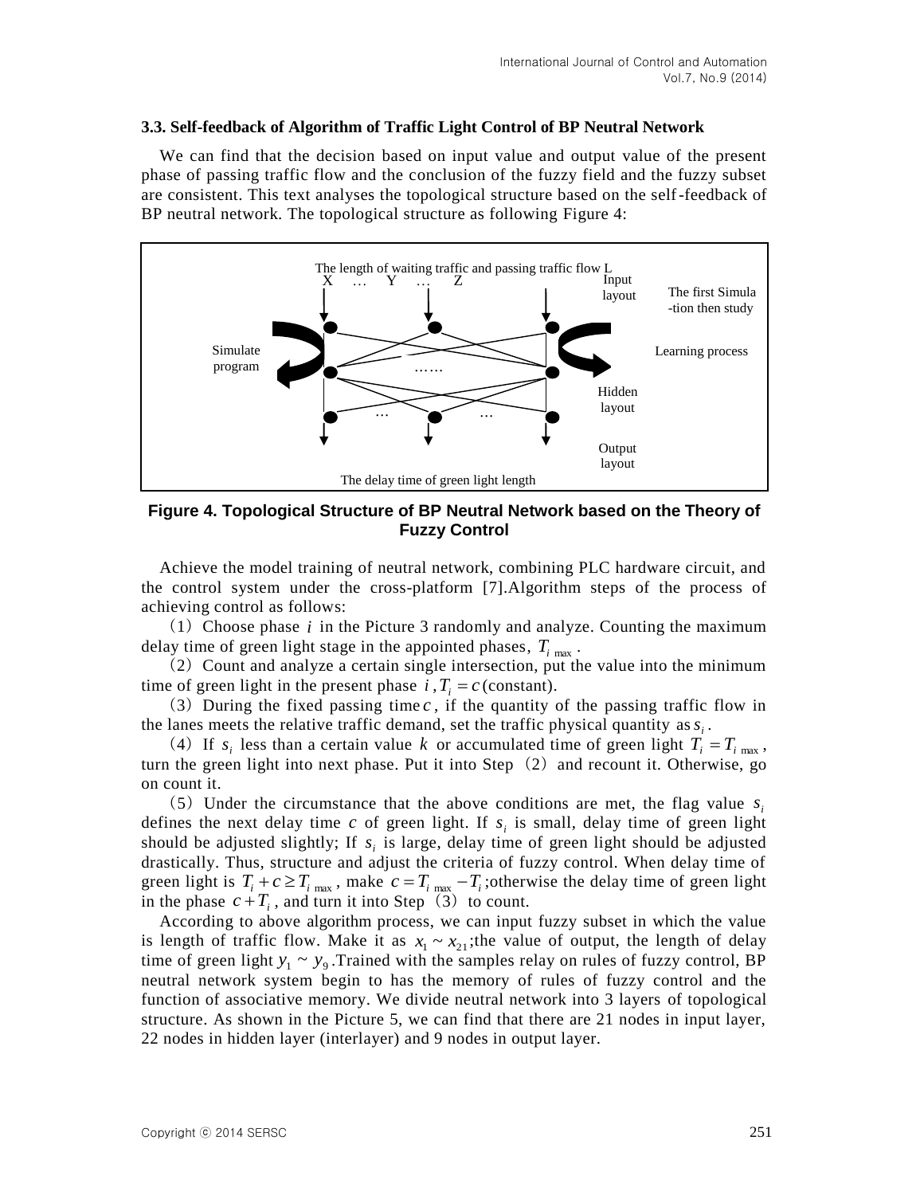### 3.3. Self-feedback of Algorithm of Traffic Light Control of BP Neutral Network

We can find that the decision based on input value and output value of the present phase of passing traffic flow and the conclusion of the fuzzy field and the fuzzy subset are consistent. This text analyses the topological structure based on the self-feedback of BP neutral network. The topological structure as following Figure 4:

The length of waiting traffic and passing traffic flow L

X … Y … Z

Input layout

The first Simula-tion then study

Simulate program

Learning process

Hidden layout

Output layout

The delay time of green light length

**Figure 4. Topological Structure of BP Neutral Network based on the Theory of Fuzzy Control**

Achieve the model training of neutral network, combining PLC hardware circuit, and the control system under the cross-platform [7].Algorithm steps of the process of achieving control as follows:

(1) Choose phase $i$ in the Picture 3 randomly and analyze. Counting the maximum delay time of green light stage in the appointed phases, $T_{i\ \max}$.

(2) Count and analyze a certain single intersection, put the value into the minimum time of green light in the present phase $i$, $T_i = c$ (constant).

(3) During the fixed passing time $c$, if the quantity of the passing traffic flow in the lanes meets the relative traffic demand, set the traffic physical quantity as $s_i$.

(4) If $s_i$ less than a certain value $k$ or accumulated time of green light $T_i = T_{i\ \max}$, turn the green light into next phase. Put it into Step (2) and recount it. Otherwise, go on count it.

(5) Under the circumstance that the above conditions are met, the flag value $s_i$ defines the next delay time $c$ of green light. If $s_i$ is small, delay time of green light should be adjusted slightly; If $s_i$ is large, delay time of green light should be adjusted drastically. Thus, structure and adjust the criteria of fuzzy control. When delay time of green light is $T_i + c \geq T_{i\ \max}$, make $c = T_{i\ \max} - T_i$;otherwise the delay time of green light in the phase $c + T_i$, and turn it into Step (3) to count.

According to above algorithm process, we can input fuzzy subset in which the value is length of traffic flow. Make it as $x_1 \sim x_{21}$;the value of output, the length of delay time of green light $y_1 \sim y_9$.Trained with the samples relay on rules of fuzzy control, BP neutral network system begin to has the memory of rules of fuzzy control and the function of associative memory. We divide neutral network into 3 layers of topological structure. As shown in the Picture 5, we can find that there are 21 nodes in input layer, 22 nodes in hidden layer (interlayer) and 9 nodes in output layer.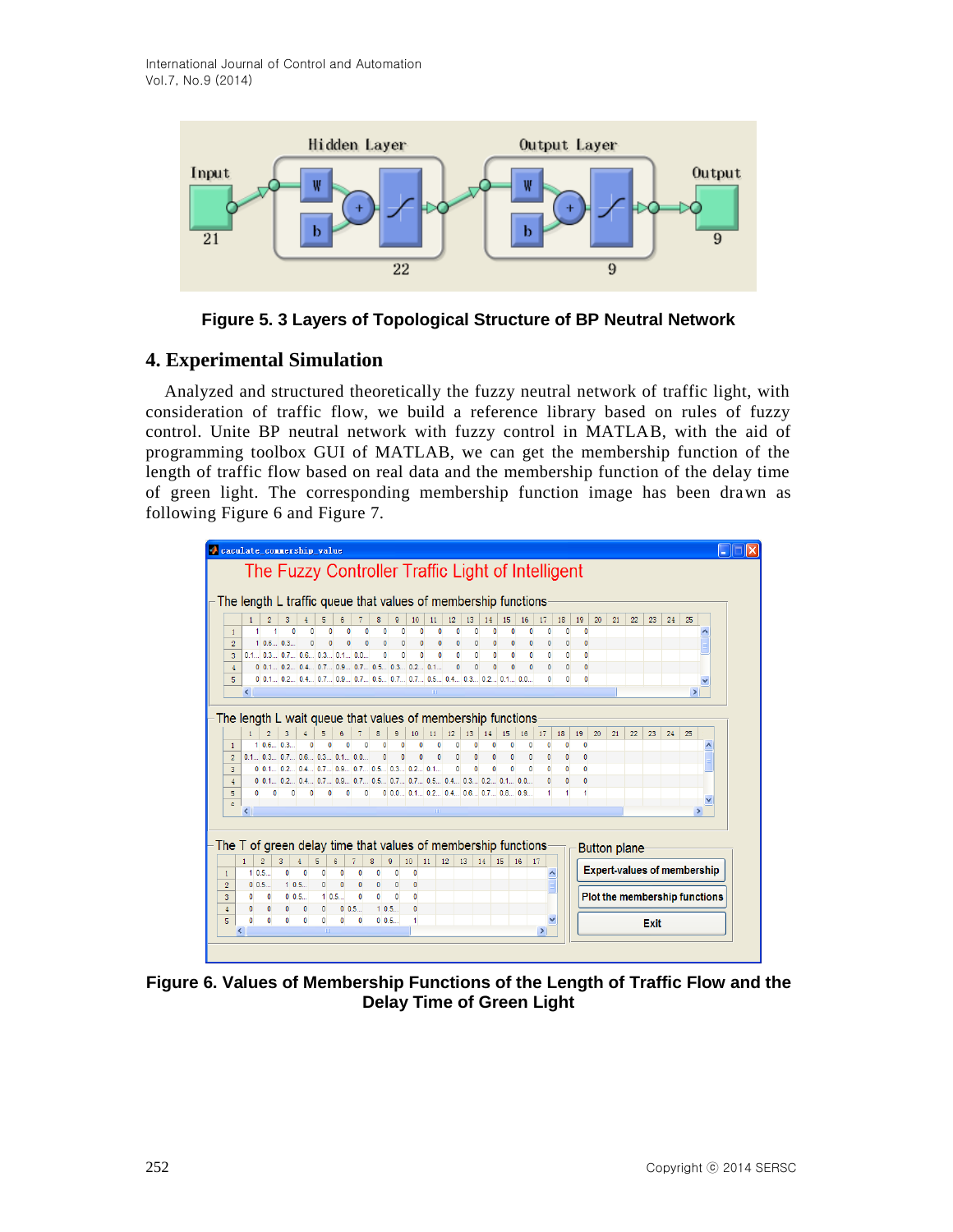Input

Hidden Layer

Output Layer

Output

W

b

W

b

21

22

9

9

**Figure 5. 3 Layers of Topological Structure of BP Neutral Network**

## 4. Experimental Simulation

Analyzed and structured theoretically the fuzzy neutral network of traffic light, with consideration of traffic flow, we build a reference library based on rules of fuzzy control. Unite BP neutral network with fuzzy control in MATLAB, with the aid of programming toolbox GUI of MATLAB, we can get the membership function of the length of traffic flow based on real data and the membership function of the delay time of green light. The corresponding membership function image has been drawn as following Figure 6 and Figure 7.

caculate_commership_value

The Fuzzy Controller Traffic Light of Intelligent

The length L traffic queue that values of membership functions

The length L wait queue that values of membership functions

The T of green delay time that values of membership functions

Button plane

Expert-values of membership

Plot the membership functions

Exit

**Figure 6. Values of Membership Functions of the Length of Traffic Flow and the Delay Time of Green Light**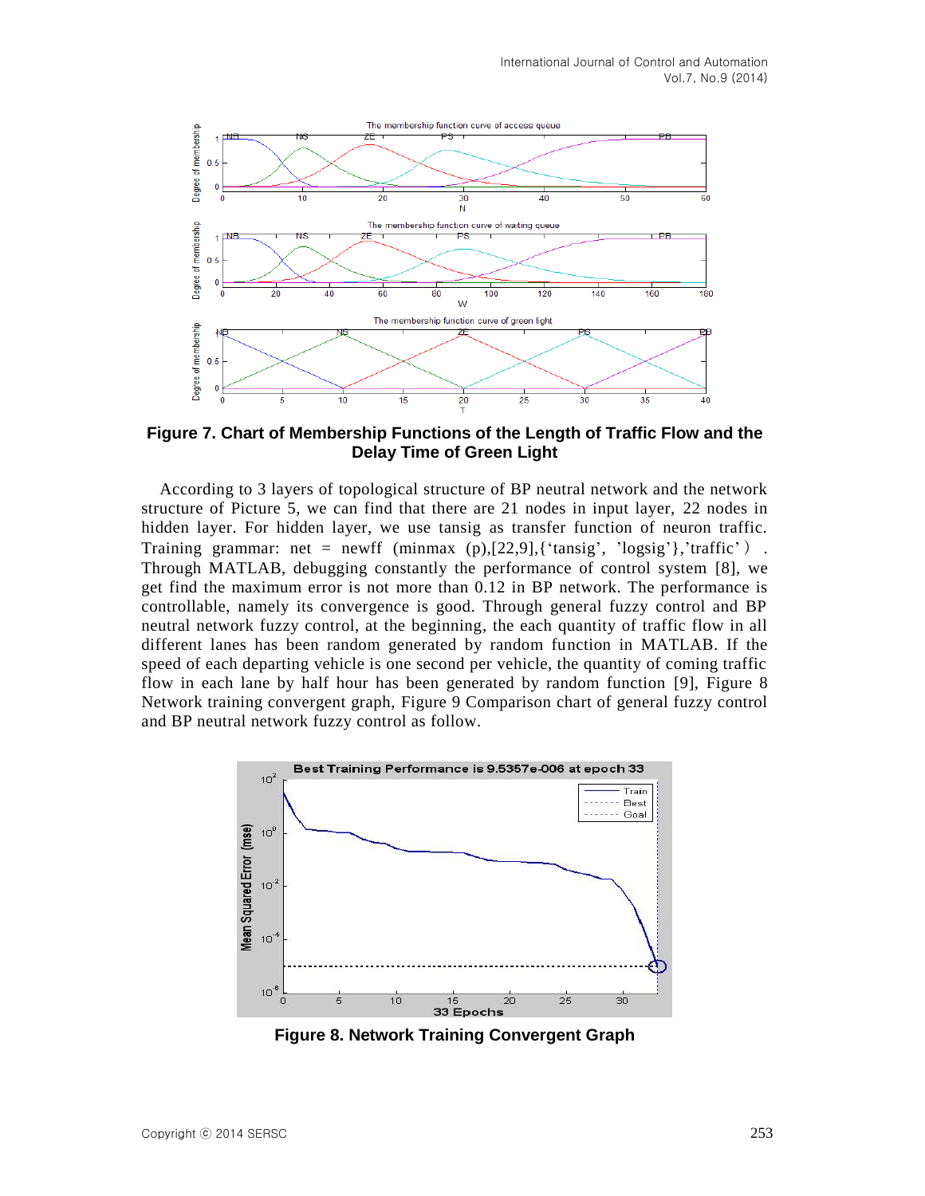The membership function curve of access queue

Degree of membership

NB NS ZE PS PB

1 0.5 0

0 10 20 30 40 50 60

N

The membership function curve of waiting queue

Degree of membership

NB NS ZE PS PB

1 0.5 0

0 20 40 60 80 100 120 140 160 180

W

The membership function curve of green light

Degree of membership

NB NS ZE PS PB

0.5 0

0 5 10 15 20 25 30 35 40

T

**Figure 7. Chart of Membership Functions of the Length of Traffic Flow and the Delay Time of Green Light**

According to 3 layers of topological structure of BP neutral network and the network structure of Picture 5, we can find that there are 21 nodes in input layer, 22 nodes in hidden layer. For hidden layer, we use tansig as transfer function of neuron traffic. Training grammar: net = newff (minmax (p),[22,9],{'tansig', 'logsig'},'traffic'）. Through MATLAB, debugging constantly the performance of control system [8], we get find the maximum error is not more than 0.12 in BP network. The performance is controllable, namely its convergence is good. Through general fuzzy control and BP neutral network fuzzy control, at the beginning, the each quantity of traffic flow in all different lanes has been random generated by random function in MATLAB. If the speed of each departing vehicle is one second per vehicle, the quantity of coming traffic flow in each lane by half hour has been generated by random function [9], Figure 8 Network training convergent graph, Figure 9 Comparison chart of general fuzzy control and BP neutral network fuzzy control as follow.

Best Training Performance is 9.5357e-006 at epoch 33

Train
Best
Goal

Mean Squared Error (mse)

$10^{2}$ $10^{0}$ $10^{-2}$ $10^{-4}$ $10^{-6}$

0 5 10 15 20 25 30

33 Epochs

**Figure 8. Network Training Convergent Graph**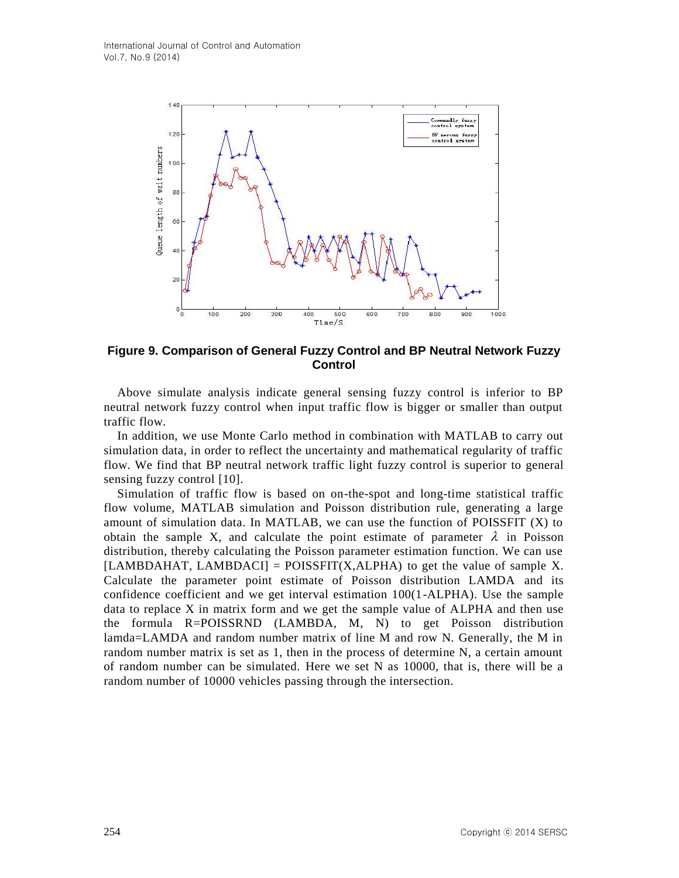140
120
100
80
60
40
20
0

Queue length of wait numbers

0 100 200 300 400 500 600 700 800 900 1000

Time/S

Commandly fuzzy control system

BP nerual fuzzy control system

**Figure 9. Comparison of General Fuzzy Control and BP Neutral Network Fuzzy Control**

Above simulate analysis indicate general sensing fuzzy control is inferior to BP neutral network fuzzy control when input traffic flow is bigger or smaller than output traffic flow.

In addition, we use Monte Carlo method in combination with MATLAB to carry out simulation data, in order to reflect the uncertainty and mathematical regularity of traffic flow. We find that BP neutral network traffic light fuzzy control is superior to general sensing fuzzy control [10].

Simulation of traffic flow is based on on-the-spot and long-time statistical traffic flow volume, MATLAB simulation and Poisson distribution rule, generating a large amount of simulation data. In MATLAB, we can use the function of POISSFIT (X) to obtain the sample X, and calculate the point estimate of parameter $\lambda$ in Poisson distribution, thereby calculating the Poisson parameter estimation function. We can use [LAMBDAHAT, LAMBDACI] = POISSFIT(X,ALPHA) to get the value of sample X. Calculate the parameter point estimate of Poisson distribution LAMDA and its confidence coefficient and we get interval estimation 100(1-ALPHA). Use the sample data to replace X in matrix form and we get the sample value of ALPHA and then use the formula R=POISSRND (LAMBDA, M, N) to get Poisson distribution lamda=LAMDA and random number matrix of line M and row N. Generally, the M in random number matrix is set as 1, then in the process of determine N, a certain amount of random number can be simulated. Here we set N as 10000, that is, there will be a random number of 10000 vehicles passing through the intersection.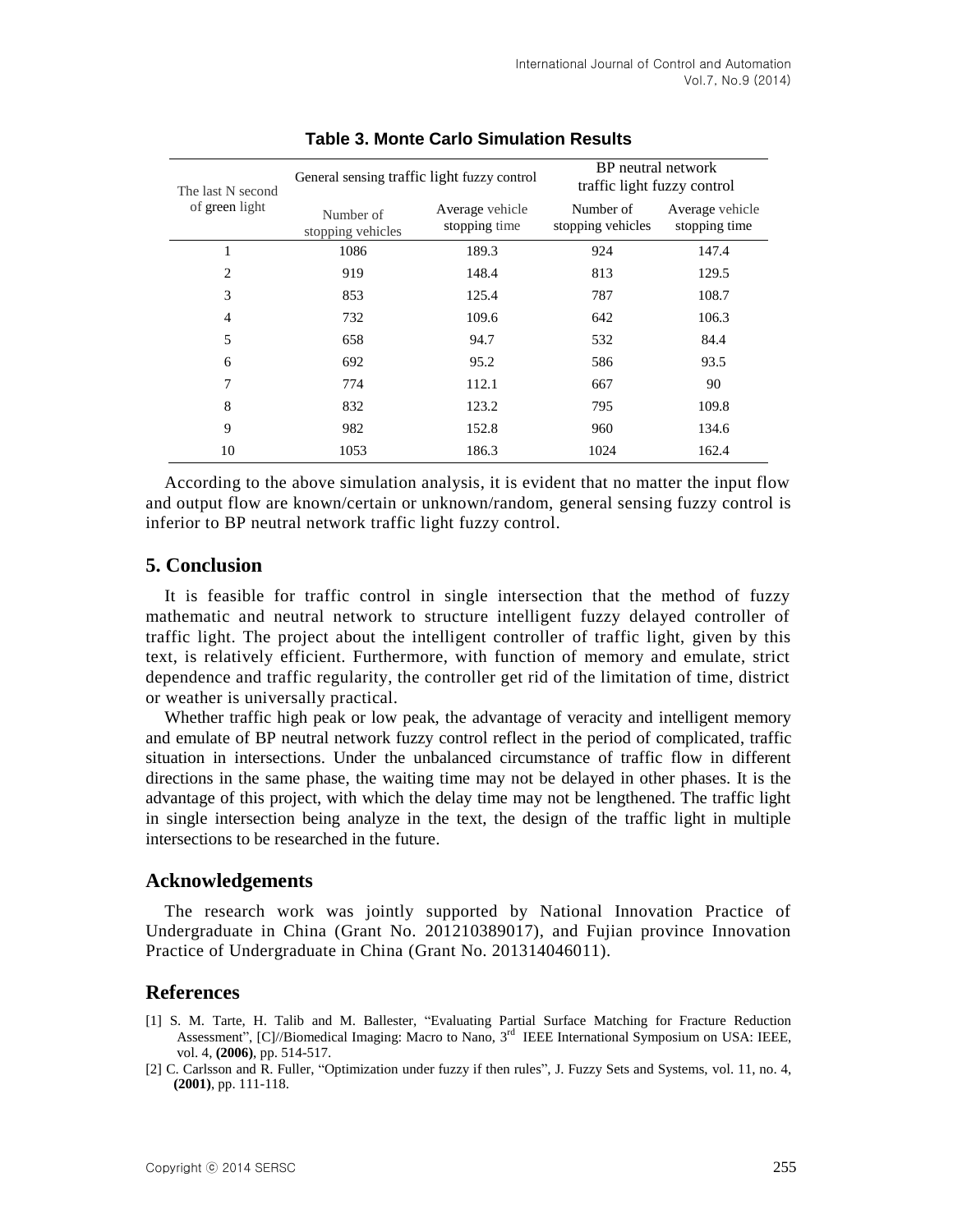**Table 3. Monte Carlo Simulation Results**

| The last N second of green light | General sensing traffic light fuzzy control | | BP neutral network traffic light fuzzy control | |
|---|---|---|---|---|
| | Number of stopping vehicles | Average vehicle stopping time | Number of stopping vehicles | Average vehicle stopping time |
| 1 | 1086 | 189.3 | 924 | 147.4 |
| 2 | 919 | 148.4 | 813 | 129.5 |
| 3 | 853 | 125.4 | 787 | 108.7 |
| 4 | 732 | 109.6 | 642 | 106.3 |
| 5 | 658 | 94.7 | 532 | 84.4 |
| 6 | 692 | 95.2 | 586 | 93.5 |
| 7 | 774 | 112.1 | 667 | 90 |
| 8 | 832 | 123.2 | 795 | 109.8 |
| 9 | 982 | 152.8 | 960 | 134.6 |
| 10 | 1053 | 186.3 | 1024 | 162.4 |

According to the above simulation analysis, it is evident that no matter the input flow and output flow are known/certain or unknown/random, general sensing fuzzy control is inferior to BP neutral network traffic light fuzzy control.

## 5. Conclusion

It is feasible for traffic control in single intersection that the method of fuzzy mathematic and neutral network to structure intelligent fuzzy delayed controller of traffic light. The project about the intelligent controller of traffic light, given by this text, is relatively efficient. Furthermore, with function of memory and emulate, strict dependence and traffic regularity, the controller get rid of the limitation of time, district or weather is universally practical.

Whether traffic high peak or low peak, the advantage of veracity and intelligent memory and emulate of BP neutral network fuzzy control reflect in the period of complicated, traffic situation in intersections. Under the unbalanced circumstance of traffic flow in different directions in the same phase, the waiting time may not be delayed in other phases. It is the advantage of this project, with which the delay time may not be lengthened. The traffic light in single intersection being analyze in the text, the design of the traffic light in multiple intersections to be researched in the future.

## Acknowledgements

The research work was jointly supported by National Innovation Practice of Undergraduate in China (Grant No. 201210389017), and Fujian province Innovation Practice of Undergraduate in China (Grant No. 201314046011).

## References

[1] S. M. Tarte, H. Talib and M. Ballester, "Evaluating Partial Surface Matching for Fracture Reduction Assessment", [C]//Biomedical Imaging: Macro to Nano, 3rd IEEE International Symposium on USA: IEEE, vol. 4, **(2006)**, pp. 514-517.

[2] C. Carlsson and R. Fuller, "Optimization under fuzzy if then rules", J. Fuzzy Sets and Systems, vol. 11, no. 4, **(2001)**, pp. 111-118.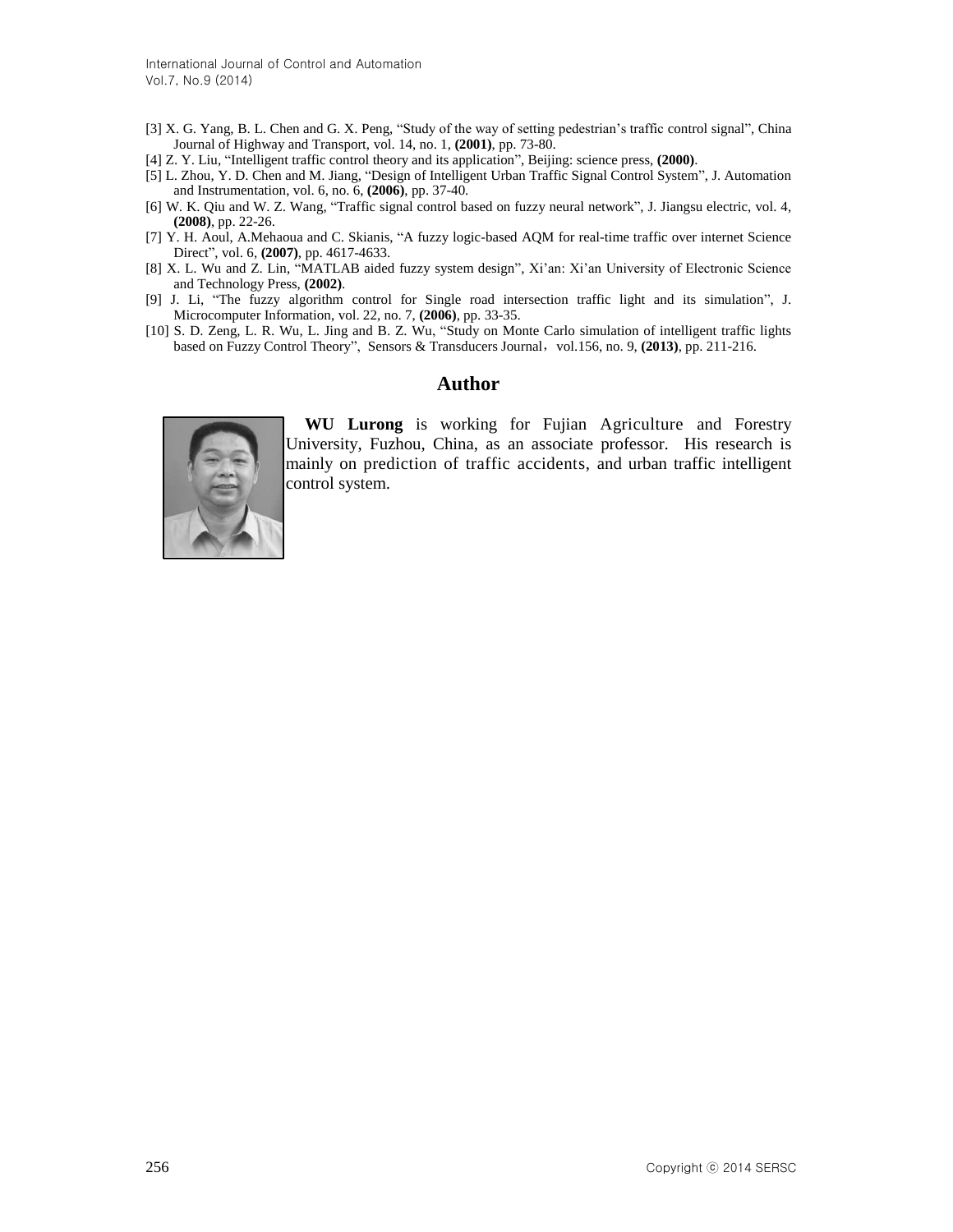[3] X. G. Yang, B. L. Chen and G. X. Peng, "Study of the way of setting pedestrian's traffic control signal", China Journal of Highway and Transport, vol. 14, no. 1, **(2001)**, pp. 73-80.

[4] Z. Y. Liu, "Intelligent traffic control theory and its application", Beijing: science press, **(2000)**.

[5] L. Zhou, Y. D. Chen and M. Jiang, "Design of Intelligent Urban Traffic Signal Control System", J. Automation and Instrumentation, vol. 6, no. 6, **(2006)**, pp. 37-40.

[6] W. K. Qiu and W. Z. Wang, "Traffic signal control based on fuzzy neural network", J. Jiangsu electric, vol. 4, **(2008)**, pp. 22-26.

[7] Y. H. Aoul, A.Mehaoua and C. Skianis, "A fuzzy logic-based AQM for real-time traffic over internet Science Direct", vol. 6, **(2007)**, pp. 4617-4633.

[8] X. L. Wu and Z. Lin, "MATLAB aided fuzzy system design", Xi'an: Xi'an University of Electronic Science and Technology Press, **(2002)**.

[9] J. Li, "The fuzzy algorithm control for Single road intersection traffic light and its simulation", J. Microcomputer Information, vol. 22, no. 7, **(2006)**, pp. 33-35.

[10] S. D. Zeng, L. R. Wu, L. Jing and B. Z. Wu, "Study on Monte Carlo simulation of intelligent traffic lights based on Fuzzy Control Theory", Sensors & Transducers Journal，vol.156, no. 9, **(2013)**, pp. 211-216.

## Author

**WU Lurong** is working for Fujian Agriculture and Forestry University, Fuzhou, China, as an associate professor. His research is mainly on prediction of traffic accidents, and urban traffic intelligent control system.